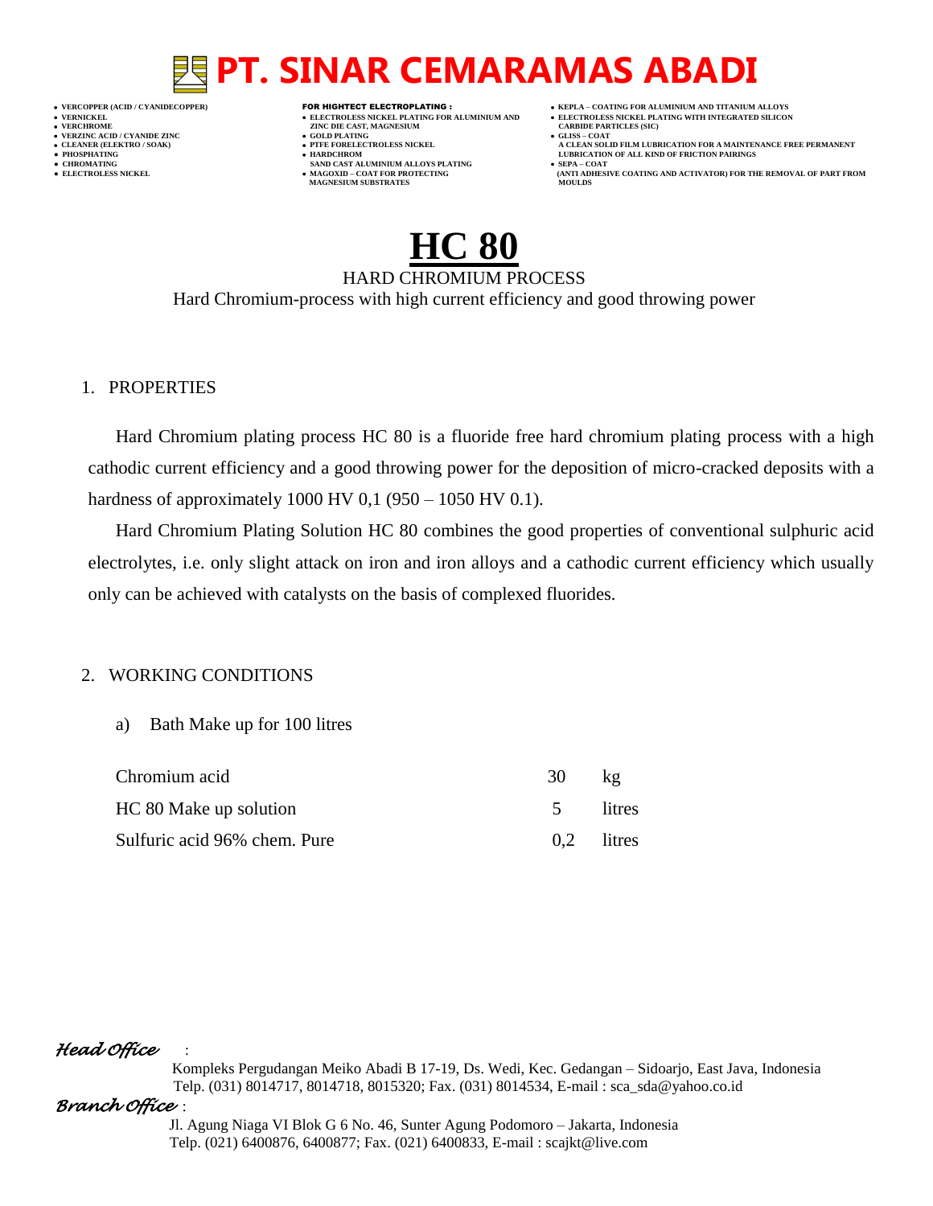# PT. SINAR CEMARAMAS ABADI

- VERCOPPER (ACID / CYANIDECOPPER)
- VERNICKEL
- VERCHROME
- VERZINC ACID / CYANIDE ZINC
- CLEANER (ELEKTRO / SOAK)
- PHOSPHATING
- CHROMATING
- ELECTROLESS NICKEL

**FOR HIGHTECT ELECTROPLATING :**

- ELECTROLESS NICKEL PLATING FOR ALUMINIUM AND ZINC DIE CAST, MAGNESIUM
- GOLD PLATING
- PTFE FORELECTROLESS NICKEL
- HARDCHROM SAND CAST ALUMINIUM ALLOYS PLATING
- MAGOXID – COAT FOR PROTECTING MAGNESIUM SUBSTRATES

- KEPLA – COATING FOR ALUMINIUM AND TITANIUM ALLOYS
- ELECTROLESS NICKEL PLATING WITH INTEGRATED SILICON CARBIDE PARTICLES (SIC)
- GLISS – COAT A CLEAN SOLID FILM LUBRICATION FOR A MAINTENANCE FREE PERMANENT LUBRICATION OF ALL KIND OF FRICTION PAIRINGS
- SEPA – COAT (ANTI ADHESIVE COATING AND ACTIVATOR) FOR THE REMOVAL OF PART FROM MOULDS

# HC 80

HARD CHROMIUM PROCESS

Hard Chromium-process with high current efficiency and good throwing power

## 1. PROPERTIES

Hard Chromium plating process HC 80 is a fluoride free hard chromium plating process with a high cathodic current efficiency and a good throwing power for the deposition of micro-cracked deposits with a hardness of approximately 1000 HV 0,1 (950 – 1050 HV 0.1).

Hard Chromium Plating Solution HC 80 combines the good properties of conventional sulphuric acid electrolytes, i.e. only slight attack on iron and iron alloys and a cathodic current efficiency which usually only can be achieved with catalysts on the basis of complexed fluorides.

## 2. WORKING CONDITIONS

a) Bath Make up for 100 litres

| | | |
|---|---|---|
| Chromium acid | 30 | kg |
| HC 80 Make up solution | 5 | litres |
| Sulfuric acid 96% chem. Pure | 0,2 | litres |

*Head Office* :
Kompleks Pergudangan Meiko Abadi B 17-19, Ds. Wedi, Kec. Gedangan – Sidoarjo, East Java, Indonesia
Telp. (031) 8014717, 8014718, 8015320; Fax. (031) 8014534, E-mail : sca_sda@yahoo.co.id

*Branch Office* :
Jl. Agung Niaga VI Blok G 6 No. 46, Sunter Agung Podomoro – Jakarta, Indonesia
Telp. (021) 6400876, 6400877; Fax. (021) 6400833, E-mail : scajkt@live.com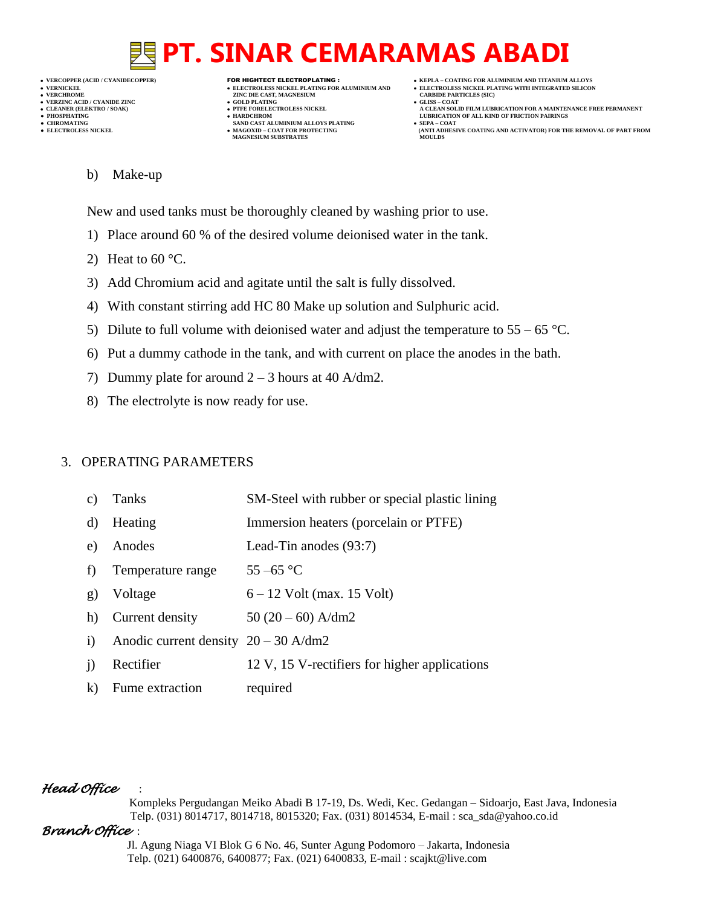b) Make-up

New and used tanks must be thoroughly cleaned by washing prior to use.

1) Place around 60 % of the desired volume deionised water in the tank.
2) Heat to 60 °C.
3) Add Chromium acid and agitate until the salt is fully dissolved.
4) With constant stirring add HC 80 Make up solution and Sulphuric acid.
5) Dilute to full volume with deionised water and adjust the temperature to 55 – 65 °C.
6) Put a dummy cathode in the tank, and with current on place the anodes in the bath.
7) Dummy plate for around 2 – 3 hours at 40 A/dm2.
8) The electrolyte is now ready for use.

## 3. OPERATING PARAMETERS

| | | |
|---|---|---|
| c) | Tanks | SM-Steel with rubber or special plastic lining |
| d) | Heating | Immersion heaters (porcelain or PTFE) |
| e) | Anodes | Lead-Tin anodes (93:7) |
| f) | Temperature range | 55 –65 °C |
| g) | Voltage | 6 – 12 Volt (max. 15 Volt) |
| h) | Current density | 50 (20 – 60) A/dm2 |
| i) | Anodic current density | 20 – 30 A/dm2 |
| j) | Rectifier | 12 V, 15 V-rectifiers for higher applications |
| k) | Fume extraction | required |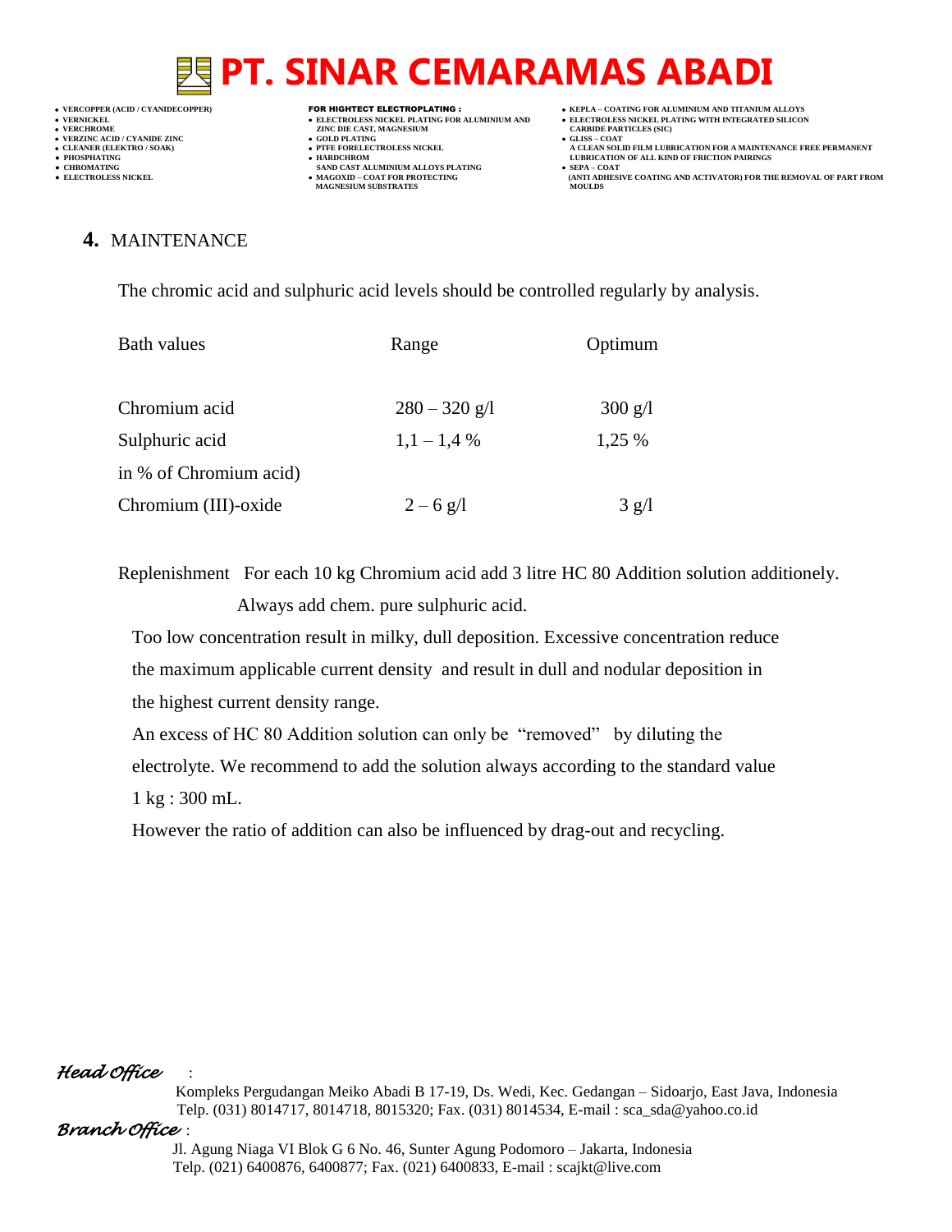## 4. MAINTENANCE

The chromic acid and sulphuric acid levels should be controlled regularly by analysis.

| Bath values | Range | Optimum |
|---|---|---|
| Chromium acid | 280 – 320 g/l | 300 g/l |
| Sulphuric acid<br>in % of Chromium acid) | 1,1 – 1,4 % | 1,25 % |
| Chromium (III)-oxide | 2 – 6 g/l | 3 g/l |

Replenishment For each 10 kg Chromium acid add 3 litre HC 80 Addition solution additionely.
Always add chem. pure sulphuric acid.

Too low concentration result in milky, dull deposition. Excessive concentration reduce the maximum applicable current density and result in dull and nodular deposition in the highest current density range.

An excess of HC 80 Addition solution can only be "removed" by diluting the electrolyte. We recommend to add the solution always according to the standard value 1 kg : 300 mL.

However the ratio of addition can also be influenced by drag-out and recycling.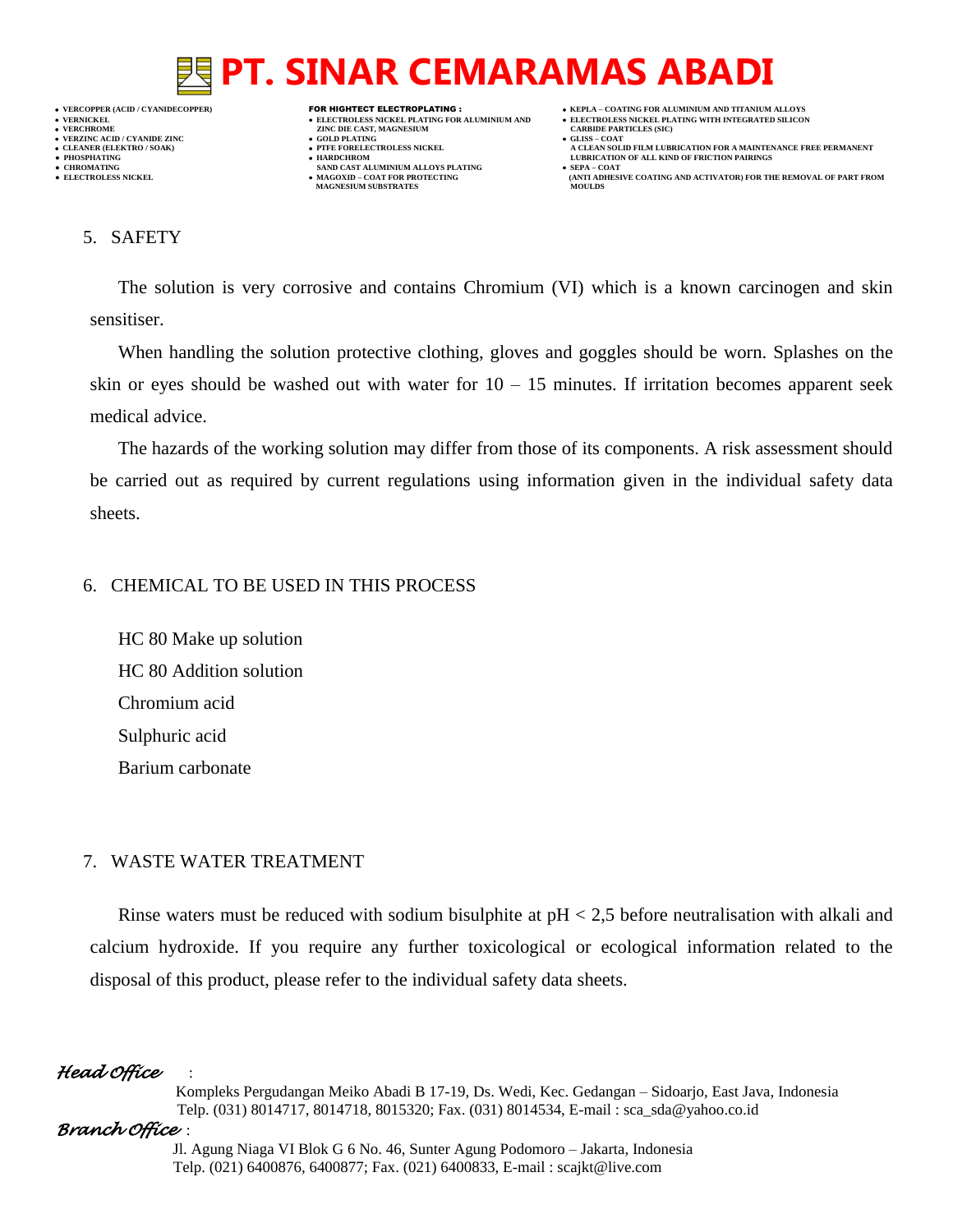## 5. SAFETY

The solution is very corrosive and contains Chromium (VI) which is a known carcinogen and skin sensitiser.

When handling the solution protective clothing, gloves and goggles should be worn. Splashes on the skin or eyes should be washed out with water for 10 – 15 minutes. If irritation becomes apparent seek medical advice.

The hazards of the working solution may differ from those of its components. A risk assessment should be carried out as required by current regulations using information given in the individual safety data sheets.

## 6. CHEMICAL TO BE USED IN THIS PROCESS

HC 80 Make up solution

HC 80 Addition solution

Chromium acid

Sulphuric acid

Barium carbonate

## 7. WASTE WATER TREATMENT

Rinse waters must be reduced with sodium bisulphite at pH < 2,5 before neutralisation with alkali and calcium hydroxide. If you require any further toxicological or ecological information related to the disposal of this product, please refer to the individual safety data sheets.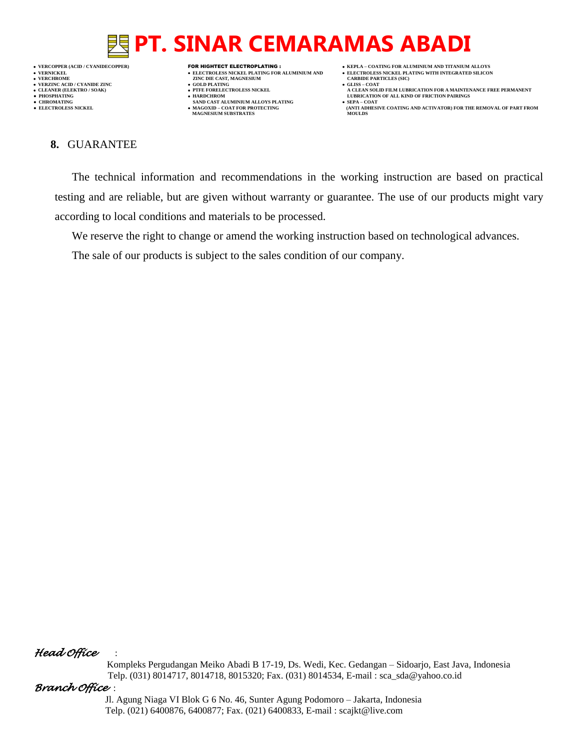## **8.** GUARANTEE

The technical information and recommendations in the working instruction are based on practical testing and are reliable, but are given without warranty or guarantee. The use of our products might vary according to local conditions and materials to be processed.

We reserve the right to change or amend the working instruction based on technological advances.

The sale of our products is subject to the sales condition of our company.